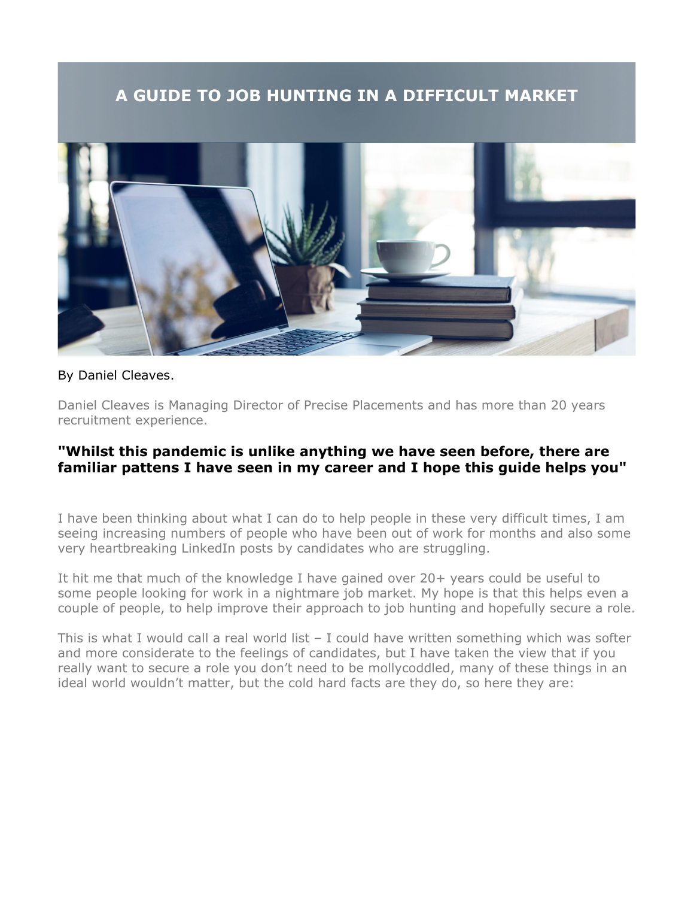# A GUIDE TO JOB HUNTING IN A DIFFICULT MARKET

By Daniel Cleaves.

Daniel Cleaves is Managing Director of Precise Placements and has more than 20 years recruitment experience.

### "Whilst this pandemic is unlike anything we have seen before, there are familiar pattens I have seen in my career and I hope this guide helps you"

I have been thinking about what I can do to help people in these very difficult times, I am seeing increasing numbers of people who have been out of work for months and also some very heartbreaking LinkedIn posts by candidates who are struggling.

It hit me that much of the knowledge I have gained over 20+ years could be useful to some people looking for work in a nightmare job market. My hope is that this helps even a couple of people, to help improve their approach to job hunting and hopefully secure a role.

This is what I would call a real world list – I could have written something which was softer and more considerate to the feelings of candidates, but I have taken the view that if you really want to secure a role you don't need to be mollycoddled, many of these things in an ideal world wouldn't matter, but the cold hard facts are they do, so here they are: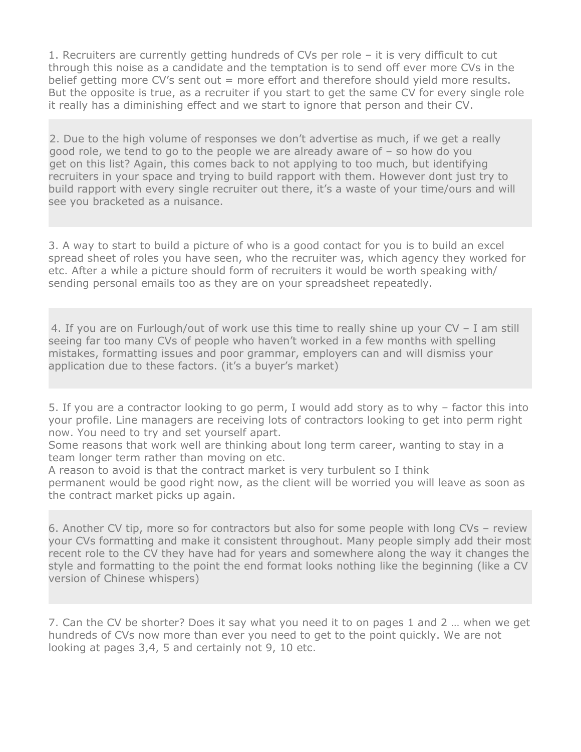1. Recruiters are currently getting hundreds of CVs per role – it is very difficult to cut through this noise as a candidate and the temptation is to send off ever more CVs in the belief getting more CV's sent out = more effort and therefore should yield more results. But the opposite is true, as a recruiter if you start to get the same CV for every single role it really has a diminishing effect and we start to ignore that person and their CV.

2. Due to the high volume of responses we don't advertise as much, if we get a really good role, we tend to go to the people we are already aware of – so how do you get on this list? Again, this comes back to not applying to too much, but identifying recruiters in your space and trying to build rapport with them. However dont just try to build rapport with every single recruiter out there, it's a waste of your time/ours and will see you bracketed as a nuisance.

3. A way to start to build a picture of who is a good contact for you is to build an excel spread sheet of roles you have seen, who the recruiter was, which agency they worked for etc. After a while a picture should form of recruiters it would be worth speaking with/ sending personal emails too as they are on your spreadsheet repeatedly.

4. If you are on Furlough/out of work use this time to really shine up your CV – I am still seeing far too many CVs of people who haven't worked in a few months with spelling mistakes, formatting issues and poor grammar, employers can and will dismiss your application due to these factors. (it's a buyer's market)

5. If you are a contractor looking to go perm, I would add story as to why – factor this into your profile. Line managers are receiving lots of contractors looking to get into perm right now. You need to try and set yourself apart.
Some reasons that work well are thinking about long term career, wanting to stay in a team longer term rather than moving on etc.
A reason to avoid is that the contract market is very turbulent so I think permanent would be good right now, as the client will be worried you will leave as soon as the contract market picks up again.

6. Another CV tip, more so for contractors but also for some people with long CVs – review your CVs formatting and make it consistent throughout. Many people simply add their most recent role to the CV they have had for years and somewhere along the way it changes the style and formatting to the point the end format looks nothing like the beginning (like a CV version of Chinese whispers)

7. Can the CV be shorter? Does it say what you need it to on pages 1 and 2 … when we get hundreds of CVs now more than ever you need to get to the point quickly. We are not looking at pages 3,4, 5 and certainly not 9, 10 etc.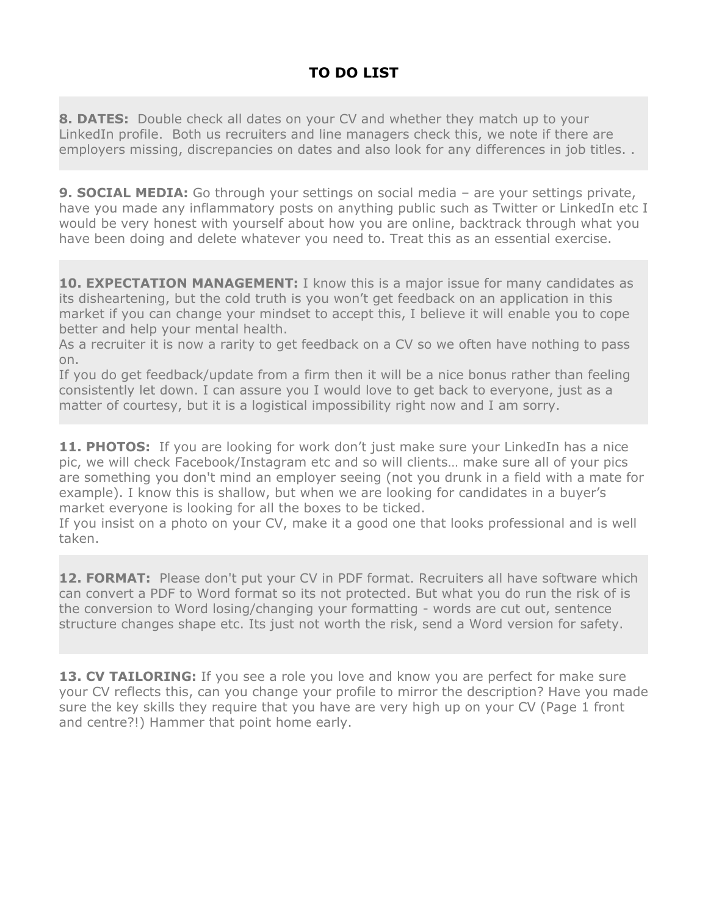## TO DO LIST

**8. DATES:** Double check all dates on your CV and whether they match up to your LinkedIn profile. Both us recruiters and line managers check this, we note if there are employers missing, discrepancies on dates and also look for any differences in job titles. .

**9. SOCIAL MEDIA:** Go through your settings on social media – are your settings private, have you made any inflammatory posts on anything public such as Twitter or LinkedIn etc I would be very honest with yourself about how you are online, backtrack through what you have been doing and delete whatever you need to. Treat this as an essential exercise.

**10. EXPECTATION MANAGEMENT:** I know this is a major issue for many candidates as its disheartening, but the cold truth is you won't get feedback on an application in this market if you can change your mindset to accept this, I believe it will enable you to cope better and help your mental health.
As a recruiter it is now a rarity to get feedback on a CV so we often have nothing to pass on.
If you do get feedback/update from a firm then it will be a nice bonus rather than feeling consistently let down. I can assure you I would love to get back to everyone, just as a matter of courtesy, but it is a logistical impossibility right now and I am sorry.

**11. PHOTOS:** If you are looking for work don't just make sure your LinkedIn has a nice pic, we will check Facebook/Instagram etc and so will clients… make sure all of your pics are something you don't mind an employer seeing (not you drunk in a field with a mate for example). I know this is shallow, but when we are looking for candidates in a buyer's market everyone is looking for all the boxes to be ticked.
If you insist on a photo on your CV, make it a good one that looks professional and is well taken.

**12. FORMAT:** Please don't put your CV in PDF format. Recruiters all have software which can convert a PDF to Word format so its not protected. But what you do run the risk of is the conversion to Word losing/changing your formatting - words are cut out, sentence structure changes shape etc. Its just not worth the risk, send a Word version for safety.

**13. CV TAILORING:** If you see a role you love and know you are perfect for make sure your CV reflects this, can you change your profile to mirror the description? Have you made sure the key skills they require that you have are very high up on your CV (Page 1 front and centre?!) Hammer that point home early.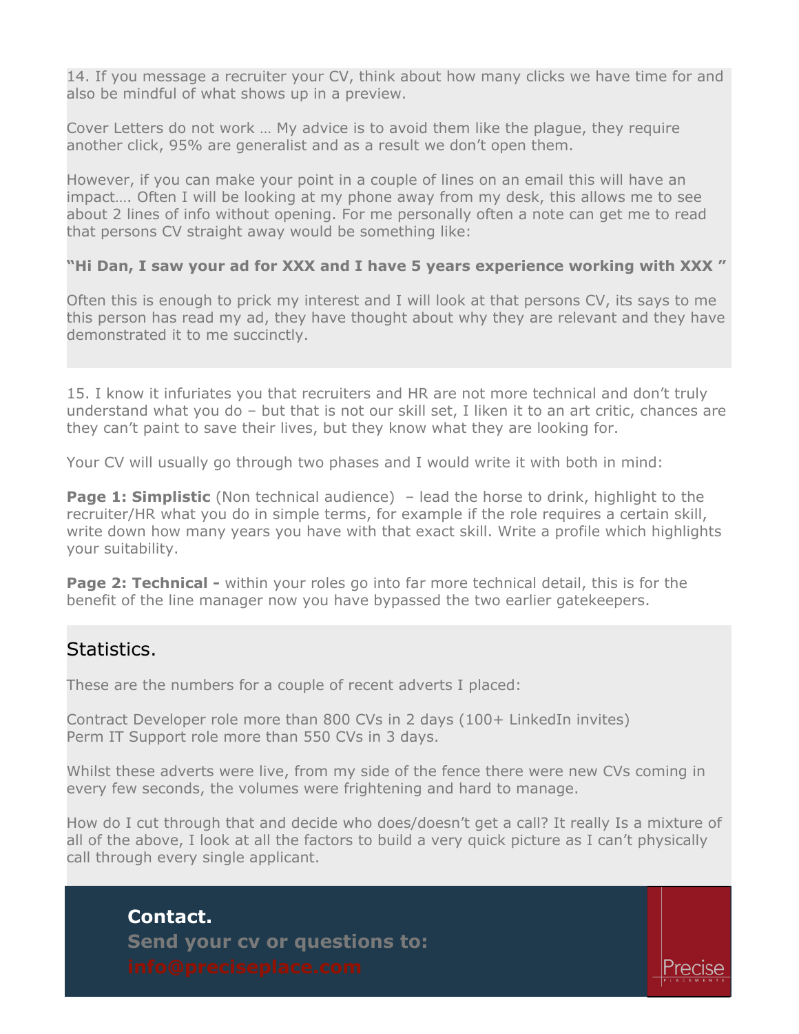14. If you message a recruiter your CV, think about how many clicks we have time for and also be mindful of what shows up in a preview.

Cover Letters do not work … My advice is to avoid them like the plague, they require another click, 95% are generalist and as a result we don't open them.

However, if you can make your point in a couple of lines on an email this will have an impact…. Often I will be looking at my phone away from my desk, this allows me to see about 2 lines of info without opening. For me personally often a note can get me to read that persons CV straight away would be something like:

**"Hi Dan, I saw your ad for XXX and I have 5 years experience working with XXX "**

Often this is enough to prick my interest and I will look at that persons CV, its says to me this person has read my ad, they have thought about why they are relevant and they have demonstrated it to me succinctly.

15. I know it infuriates you that recruiters and HR are not more technical and don't truly understand what you do – but that is not our skill set, I liken it to an art critic, chances are they can't paint to save their lives, but they know what they are looking for.

Your CV will usually go through two phases and I would write it with both in mind:

**Page 1: Simplistic** (Non technical audience) – lead the horse to drink, highlight to the recruiter/HR what you do in simple terms, for example if the role requires a certain skill, write down how many years you have with that exact skill. Write a profile which highlights your suitability.

**Page 2: Technical -** within your roles go into far more technical detail, this is for the benefit of the line manager now you have bypassed the two earlier gatekeepers.

## Statistics.

These are the numbers for a couple of recent adverts I placed:

Contract Developer role more than 800 CVs in 2 days (100+ LinkedIn invites)
Perm IT Support role more than 550 CVs in 3 days.

Whilst these adverts were live, from my side of the fence there were new CVs coming in every few seconds, the volumes were frightening and hard to manage.

How do I cut through that and decide who does/doesn't get a call? It really Is a mixture of all of the above, I look at all the factors to build a very quick picture as I can't physically call through every single applicant.

**Contact.**

**Send your cv or questions to:**
**info@preciseplace.com**

Precise PLACEMENTS